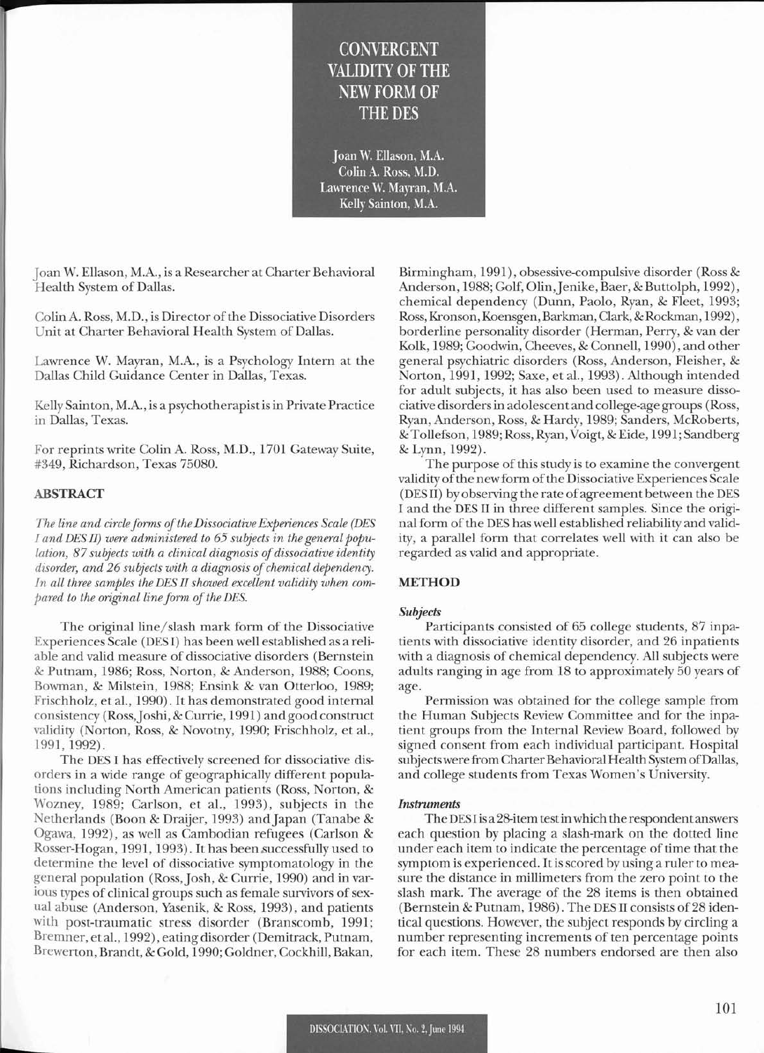# CONVERGENT VALIDITY OF THE NEW FORM OF THE DES

Joan W. Ellason, M.A.
Colin A. Ross, M.D.
Lawrence W. Mayran, M.A.
Kelly Sainton, M.A.

Joan W. Ellason, M.A., is a Researcher at Charter Behavioral Health System of Dallas.

Colin A. Ross, M.D., is Director of the Dissociative Disorders Unit at Charter Behavioral Health System of Dallas.

Lawrence W. Mayran, M.A., is a Psychology Intern at the Dallas Child Guidance Center in Dallas, Texas.

Kelly Sainton, M.A., is a psychotherapist is in Private Practice in Dallas, Texas.

For reprints write Colin A. Ross, M.D., 1701 Gateway Suite, #349, Richardson, Texas 75080.

## ABSTRACT

*The line and circle forms of the Dissociative Experiences Scale (DES I and DES II) were administered to 65 subjects in the general population, 87 subjects with a clinical diagnosis of dissociative identity disorder, and 26 subjects with a diagnosis of chemical dependency. In all three samples the DES II showed excellent validity when compared to the original line form of the DES.*

The original line/slash mark form of the Dissociative Experiences Scale (DES I) has been well established as a reliable and valid measure of dissociative disorders (Bernstein & Putnam, 1986; Ross, Norton, & Anderson, 1988; Coons, Bowman, & Milstein, 1988; Ensink & van Otterloo, 1989; Frischholz, et al., 1990). It has demonstrated good internal consistency (Ross, Joshi, & Currie, 1991) and good construct validity (Norton, Ross, & Novotny, 1990; Frischholz, et al., 1991, 1992).

The DES I has effectively screened for dissociative disorders in a wide range of geographically different populations including North American patients (Ross, Norton, & Wozney, 1989; Carlson, et al., 1993), subjects in the Netherlands (Boon & Draijer, 1993) and Japan (Tanabe & Ogawa, 1992), as well as Cambodian refugees (Carlson & Rosser-Hogan, 1991, 1993). It has been successfully used to determine the level of dissociative symptomatology in the general population (Ross, Josh, & Currie, 1990) and in various types of clinical groups such as female survivors of sexual abuse (Anderson, Yasenik, & Ross, 1993), and patients with post-traumatic stress disorder (Branscomb, 1991; Bremner, et al., 1992), eating disorder (Demitrack, Putnam, Brewerton, Brandt, & Gold, 1990; Goldner, Cockhill, Bakan, Birmingham, 1991), obsessive-compulsive disorder (Ross & Anderson, 1988; Golf, Olin, Jenike, Baer, & Buttolph, 1992), chemical dependency (Dunn, Paolo, Ryan, & Fleet, 1993; Ross, Kronson, Koensgen, Barkman, Clark, & Rockman, 1992), borderline personality disorder (Herman, Perry, & van der Kolk, 1989; Goodwin, Cheeves, & Connell, 1990), and other general psychiatric disorders (Ross, Anderson, Fleisher, & Norton, 1991, 1992; Saxe, et al., 1993). Although intended for adult subjects, it has also been used to measure dissociative disorders in adolescent and college-age groups (Ross, Ryan, Anderson, Ross, & Hardy, 1989; Sanders, McRoberts, & Tollefson, 1989; Ross, Ryan, Voigt, & Eide, 1991; Sandberg & Lynn, 1992).

The purpose of this study is to examine the convergent validity of the new form of the Dissociative Experiences Scale (DES II) by observing the rate of agreement between the DES I and the DES II in three different samples. Since the original form of the DES has well established reliability and validity, a parallel form that correlates well with it can also be regarded as valid and appropriate.

## METHOD

### *Subjects*

Participants consisted of 65 college students, 87 inpatients with dissociative identity disorder, and 26 inpatients with a diagnosis of chemical dependency. All subjects were adults ranging in age from 18 to approximately 50 years of age.

Permission was obtained for the college sample from the Human Subjects Review Committee and for the inpatient groups from the Internal Review Board, followed by signed consent from each individual participant. Hospital subjects were from Charter Behavioral Health System of Dallas, and college students from Texas Women's University.

### *Instruments*

The DES I is a 28-item test in which the respondent answers each question by placing a slash-mark on the dotted line under each item to indicate the percentage of time that the symptom is experienced. It is scored by using a ruler to measure the distance in millimeters from the zero point to the slash mark. The average of the 28 items is then obtained (Bernstein & Putnam, 1986). The DES II consists of 28 identical questions. However, the subject responds by circling a number representing increments of ten percentage points for each item. These 28 numbers endorsed are then also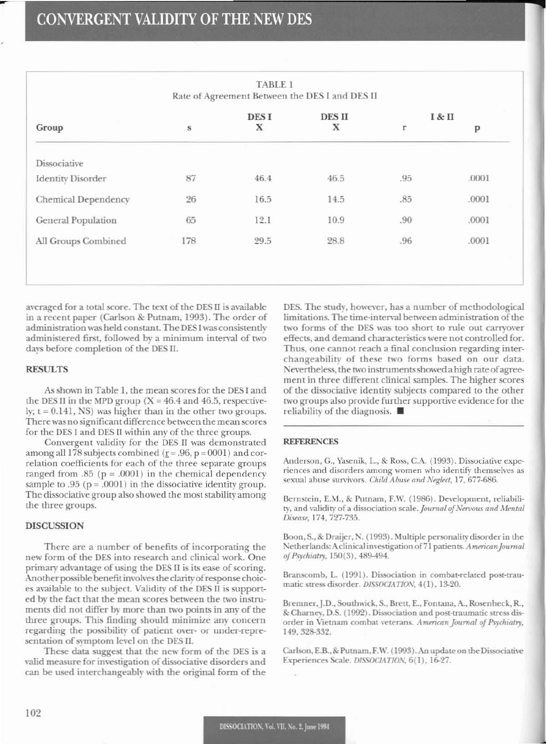TABLE 1

Rate of Agreement Between the DES I and DES II

| Group | s | DES I X | DES II X | I & II r | p |
|---|---|---|---|---|---|
| Dissociative Identity Disorder | 87 | 46.4 | 46.5 | .95 | .0001 |
| Chemical Dependency | 26 | 16.5 | 14.5 | .85 | .0001 |
| General Population | 65 | 12.1 | 10.9 | .90 | .0001 |
| All Groups Combined | 178 | 29.5 | 28.8 | .96 | .0001 |

averaged for a total score. The text of the DES II is available in a recent paper (Carlson & Putnam, 1993). The order of administration was held constant. The DES I was consistently administered first, followed by a minimum interval of two days before completion of the DES II.

## RESULTS

As shown in Table 1, the mean scores for the DES I and the DES II in the MPD group (X = 46.4 and 46.5, respectively; t = 0.141, NS) was higher than in the other two groups. There was no significant difference between the mean scores for the DES I and DES II within any of the three groups.

Convergent validity for the DES II was demonstrated among all 178 subjects combined ($\underline{r}$ = .96, p = 0001) and correlation coefficients for each of the three separate groups ranged from .85 (p = .0001) in the chemical dependency sample to .95 (p = .0001) in the dissociative identity group. The dissociative group also showed the most stability among the three groups.

## DISCUSSION

There are a number of benefits of incorporating the new form of the DES into research and clinical work. One primary advantage of using the DES II is its ease of scoring. Another possible benefit involves the clarity of response choices available to the subject. Validity of the DES II is supported by the fact that the mean scores between the two instruments did not differ by more than two points in any of the three groups. This finding should minimize any concern regarding the possibility of patient over- or under-representation of symptom level on the DES II.

These data suggest that the new form of the DES is a valid measure for investigation of dissociative disorders and can be used interchangeably with the original form of the DES. The study, however, has a number of methodological limitations. The time-interval between administration of the two forms of the DES was too short to rule out carryover effects, and demand characteristics were not controlled for. Thus, one cannot reach a final conclusion regarding interchangeability of these two forms based on our data. Nevertheless, the two instruments showed a high rate of agreement in three different clinical samples. The higher scores of the dissociative identity subjects compared to the other two groups also provide further supportive evidence for the reliability of the diagnosis. ■

## REFERENCES

Anderson, G., Yasenik, L., & Ross, C.A. (1993). Dissociative experiences and disorders among women who identify themselves as sexual abuse survivors. *Child Abuse and Neglect*, 17, 677-686.

Bernstein, E.M., & Putnam, F.W. (1986). Development, reliability, and validity of a dissociation scale. *Journal of Nervous and Mental Disease*, 174, 727-735.

Boon, S., & Draijer, N. (1993). Multiple personality disorder in the Netherlands: A clinical investigation of 71 patients. *American Journal of Psychiatry*, 150(3), 489-494.

Branscomb, L. (1991). Dissociation in combat-related post-traumatic stress disorder. *DISSOCIATION*, 4(1), 13-20.

Bremner, J.D., Southwick, S., Brett, E., Fontana, A., Rosenheck, R., & Charney, D.S. (1992). Dissociation and post-traumatic stress disorder in Vietnam combat veterans. *American Journal of Psychiatry*, 149, 328-332.

Carlson, E.B., & Putnam, F.W. (1993). An update on the Dissociative Experiences Scale. *DISSOCIATION*, 6(1), 16-27.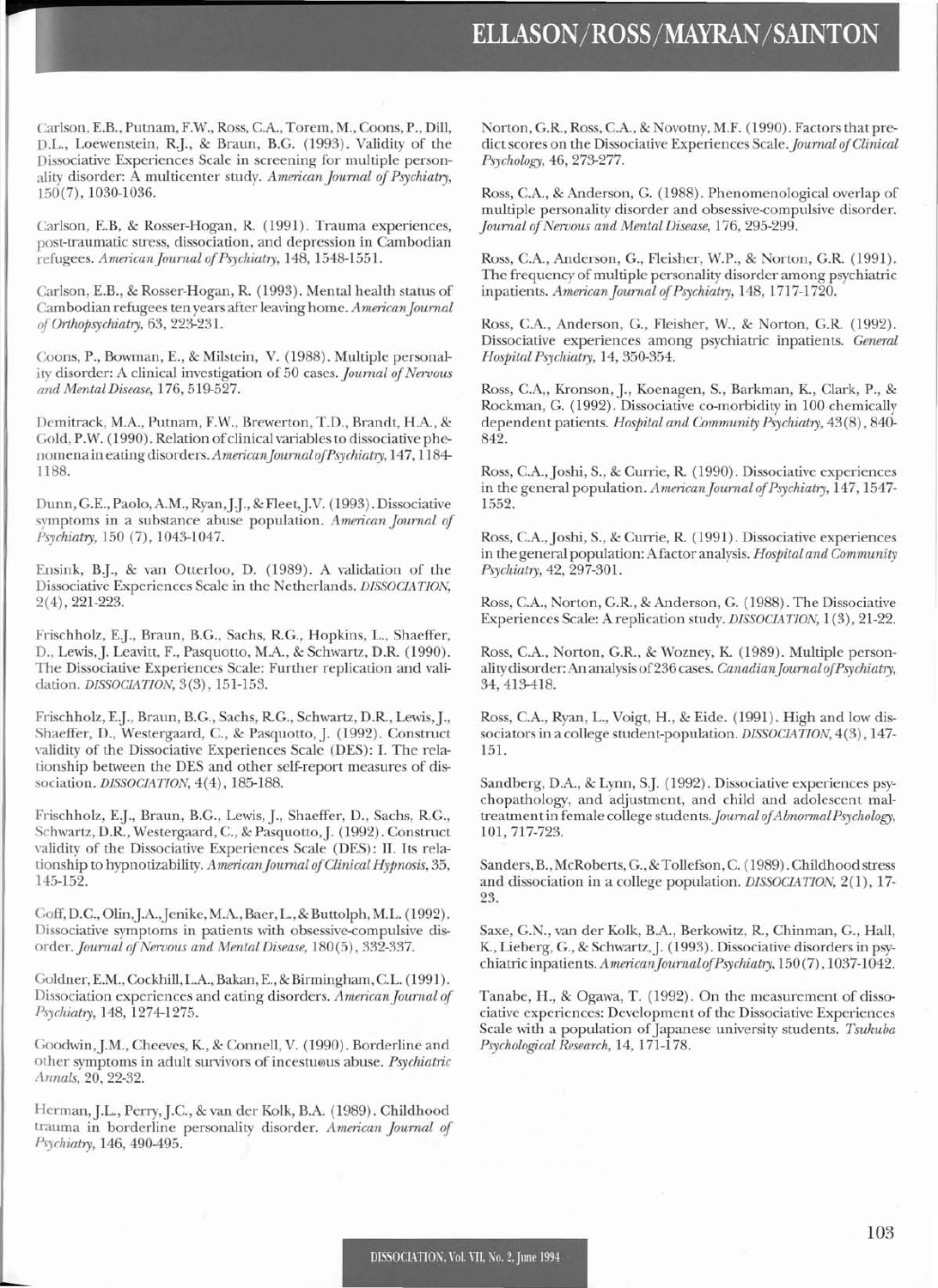Carlson, E.B., Putnam, F.W., Ross, C.A., Torem, M., Coons, P., Dill, D.L., Loewenstein, R.J., & Braun, B.G. (1993). Validity of the Dissociative Experiences Scale in screening for multiple personality disorder: A multicenter study. *American Journal of Psychiatry*, 150(7), 1030-1036.

Carlson, E.B, & Rosser-Hogan, R. (1991). Trauma experiences, post-traumatic stress, dissociation, and depression in Cambodian refugees. *American Journal of Psychiatry*, 148, 1548-1551.

Carlson, E.B., & Rosser-Hogan, R. (1993). Mental health status of Cambodian refugees ten years after leaving home. *American Journal of Orthopsychiatry*, 63, 223-231.

Coons, P., Bowman, E., & Milstein, V. (1988). Multiple personality disorder: A clinical investigation of 50 cases. *Journal of Nervous and Mental Disease*, 176, 519-527.

Demitrack, M.A., Putnam, F.W., Brewerton, T.D., Brandt, H.A., & Gold, P.W. (1990). Relation of clinical variables to dissociative phenomena in eating disorders. *American Journal of Psychiatry*, 147, 1184-1188.

Dunn, G.E., Paolo, A.M., Ryan, J.J., & Fleet, J.V. (1993). Dissociative symptoms in a substance abuse population. *American Journal of Psychiatry*, 150 (7), 1043-1047.

Ensink, B.J., & van Otterloo, D. (1989). A validation of the Dissociative Experiences Scale in the Netherlands. *DISSOCIATION*, 2(4), 221-223.

Frischholz, E.J., Braun, B.G., Sachs, R.G., Hopkins, L., Shaeffer, D., Lewis, J. Leavitt, F., Pasquotto, M.A., & Schwartz, D.R. (1990). The Dissociative Experiences Scale: Further replication and validation. *DISSOCIATION*, 3(3), 151-153.

Frischholz, E.J., Braun, B.G., Sachs, R.G., Schwartz, D.R., Lewis, J., Shaeffer, D., Westergaard, C., & Pasquotto, J. (1992). Construct validity of the Dissociative Experiences Scale (DES): I. The relationship between the DES and other self-report measures of dissociation. *DISSOCIATION*, 4(4), 185-188.

Frischholz, E.J., Braun, B.G., Lewis, J., Shaeffer, D., Sachs, R.G., Schwartz, D.R., Westergaard, C., & Pasquotto, J. (1992). Construct validity of the Dissociative Experiences Scale (DES): II. Its relationship to hypnotizability. *American Journal of Clinical Hypnosis*, 35, 145-152.

Goff, D.C., Olin, J.A., Jenike, M.A., Baer, L., & Buttolph, M.L. (1992). Dissociative symptoms in patients with obsessive-compulsive disorder. *Journal of Nervous and Mental Disease*, 180(5), 332-337.

Goldner, E.M., Cockhill, L.A., Bakan, E., & Birmingham, C.L. (1991). Dissociation experiences and eating disorders. *American Journal of Psychiatry*, 148, 1274-1275.

Goodwin, J.M., Cheeves, K., & Connell, V. (1990). Borderline and other symptoms in adult survivors of incestuous abuse. *Psychiatric Annals*, 20, 22-32.

Herman, J.L., Perry, J.C., & van der Kolk, B.A. (1989). Childhood trauma in borderline personality disorder. *American Journal of Psychiatry*, 146, 490-495.

Norton, G.R., Ross, C.A., & Novotny, M.F. (1990). Factors that predict scores on the Dissociative Experiences Scale. *Journal of Clinical Psychology*, 46, 273-277.

Ross, C.A., & Anderson, G. (1988). Phenomenological overlap of multiple personality disorder and obsessive-compulsive disorder. *Journal of Nervous and Mental Disease*, 176, 295-299.

Ross, C.A., Anderson, G., Fleisher, W.P., & Norton, G.R. (1991). The frequency of multiple personality disorder among psychiatric inpatients. *American Journal of Psychiatry*, 148, 1717-1720.

Ross, C.A., Anderson, G., Fleisher, W., & Norton, G.R. (1992). Dissociative experiences among psychiatric inpatients. *General Hospital Psychiatry*, 14, 350-354.

Ross, C.A., Kronson, J., Koenagen, S., Barkman, K., Clark, P., & Rockman, G. (1992). Dissociative co-morbidity in 100 chemically dependent patients. *Hospital and Community Psychiatry*, 43(8), 840-842.

Ross, C.A., Joshi, S., & Currie, R. (1990). Dissociative experiences in the general population. *American Journal of Psychiatry*, 147, 1547-1552.

Ross, C.A., Joshi, S., & Currie, R. (1991). Dissociative experiences in the general population: A factor analysis. *Hospital and Community Psychiatry*, 42, 297-301.

Ross, C.A., Norton, G.R., & Anderson, G. (1988). The Dissociative Experiences Scale: A replication study. *DISSOCIATION*, 1(3), 21-22.

Ross, C.A., Norton, G.R., & Wozney, K. (1989). Multiple personality disorder: An analysis of 236 cases. *Canadian Journal of Psychiatry*, 34, 413-418.

Ross, C.A., Ryan, L., Voigt, H., & Eide. (1991). High and low dissociators in a college student-population. *DISSOCIATION*, 4(3), 147-151.

Sandberg, D.A., & Lynn, S.J. (1992). Dissociative experiences psychopathology, and adjustment, and child and adolescent maltreatment in female college students. *Journal of Abnormal Psychology*, 101, 717-723.

Sanders, B., McRoberts, G., & Tollefson, C. (1989). Childhood stress and dissociation in a college population. *DISSOCIATION*, 2(1), 17-23.

Saxe, G.N., van der Kolk, B.A., Berkowitz, R., Chinman, G., Hall, K., Lieberg, G., & Schwartz, J. (1993). Dissociative disorders in psychiatric inpatients. *American Journal of Psychiatry*, 150(7), 1037-1042.

Tanabe, H., & Ogawa, T. (1992). On the measurement of dissociative experiences: Development of the Dissociative Experiences Scale with a population of Japanese university students. *Tsukuba Psychological Research*, 14, 171-178.